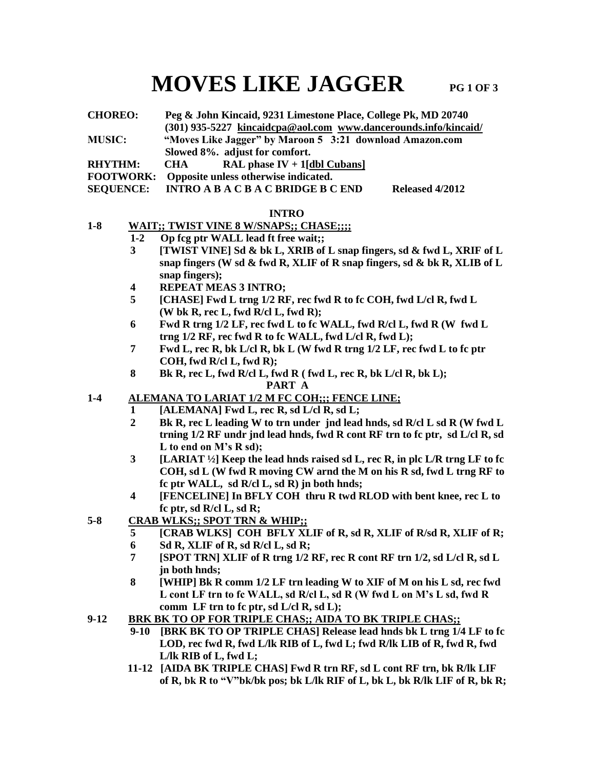# MOVES LIKE JAGGER

**CHOREO:** Peg & John Kincaid, 9231 Limestone Place, College Pk, MD 20740
(301) 935-5227 kincaidcpa@aol.com www.dancerounds.info/kincaid/

**MUSIC:** "Moves Like Jagger" by Maroon 5 3:21 download Amazon.com
Slowed 8%. adjust for comfort.

**RHYTHM:** CHA RAL phase IV + 1[dbl Cubans]

**FOOTWORK:** Opposite unless otherwise indicated.

**SEQUENCE:** INTRO A B A C B A C BRIDGE B C END Released 4/2012

## INTRO

**1-8 WAIT;; TWIST VINE 8 W/SNAPS;; CHASE;;;;**

- **1-2** Op fcg ptr WALL lead ft free wait;;
- **3** [TWIST VINE] Sd & bk L, XRIB of L snap fingers, sd & fwd L, XRIF of L snap fingers (W sd & fwd R, XLIF of R snap fingers, sd & bk R, XLIB of L snap fingers);
- **4** REPEAT MEAS 3 INTRO;
- **5** [CHASE] Fwd L trng 1/2 RF, rec fwd R to fc COH, fwd L/cl R, fwd L (W bk R, rec L, fwd R/cl L, fwd R);
- **6** Fwd R trng 1/2 LF, rec fwd L to fc WALL, fwd R/cl L, fwd R (W fwd L trng 1/2 RF, rec fwd R to fc WALL, fwd L/cl R, fwd L);
- **7** Fwd L, rec R, bk L/cl R, bk L (W fwd R trng 1/2 LF, rec fwd L to fc ptr COH, fwd R/cl L, fwd R);
- **8** Bk R, rec L, fwd R/cl L, fwd R ( fwd L, rec R, bk L/cl R, bk L);

## PART A

**1-4 ALEMANA TO LARIAT 1/2 M FC COH;;; FENCE LINE;**

- **1** [ALEMANA] Fwd L, rec R, sd L/cl R, sd L;
- **2** Bk R, rec L leading W to trn under jnd lead hnds, sd R/cl L sd R (W fwd L trning 1/2 RF undr jnd lead hnds, fwd R cont RF trn to fc ptr, sd L/cl R, sd L to end on M's R sd);
- **3** [LARIAT ½] Keep the lead hnds raised sd L, rec R, in plc L/R trng LF to fc COH, sd L (W fwd R moving CW arnd the M on his R sd, fwd L trng RF to fc ptr WALL, sd R/cl L, sd R) jn both hnds;
- **4** [FENCELINE] In BFLY COH thru R twd RLOD with bent knee, rec L to fc ptr, sd R/cl L, sd R;

**5-8 CRAB WLKS;; SPOT TRN & WHIP;;**

- **5** [CRAB WLKS] COH BFLY XLIF of R, sd R, XLIF of R/sd R, XLIF of R;
- **6** Sd R, XLIF of R, sd R/cl L, sd R;
- **7** [SPOT TRN] XLIF of R trng 1/2 RF, rec R cont RF trn 1/2, sd L/cl R, sd L jn both hnds;
- **8** [WHIP] Bk R comm 1/2 LF trn leading W to XIF of M on his L sd, rec fwd L cont LF trn to fc WALL, sd R/cl L, sd R (W fwd L on M's L sd, fwd R comm LF trn to fc ptr, sd L/cl R, sd L);

**9-12 BRK BK TO OP FOR TRIPLE CHAS;; AIDA TO BK TRIPLE CHAS;;**

- **9-10** [BRK BK TO OP TRIPLE CHAS] Release lead hnds bk L trng 1/4 LF to fc LOD, rec fwd R, fwd L/lk RIB of L, fwd L; fwd R/lk LIB of R, fwd R, fwd L/lk RIB of L, fwd L;
- **11-12** [AIDA BK TRIPLE CHAS] Fwd R trn RF, sd L cont RF trn, bk R/lk LIF of R, bk R to "V"bk/bk pos; bk L/lk RIF of L, bk L, bk R/lk LIF of R, bk R;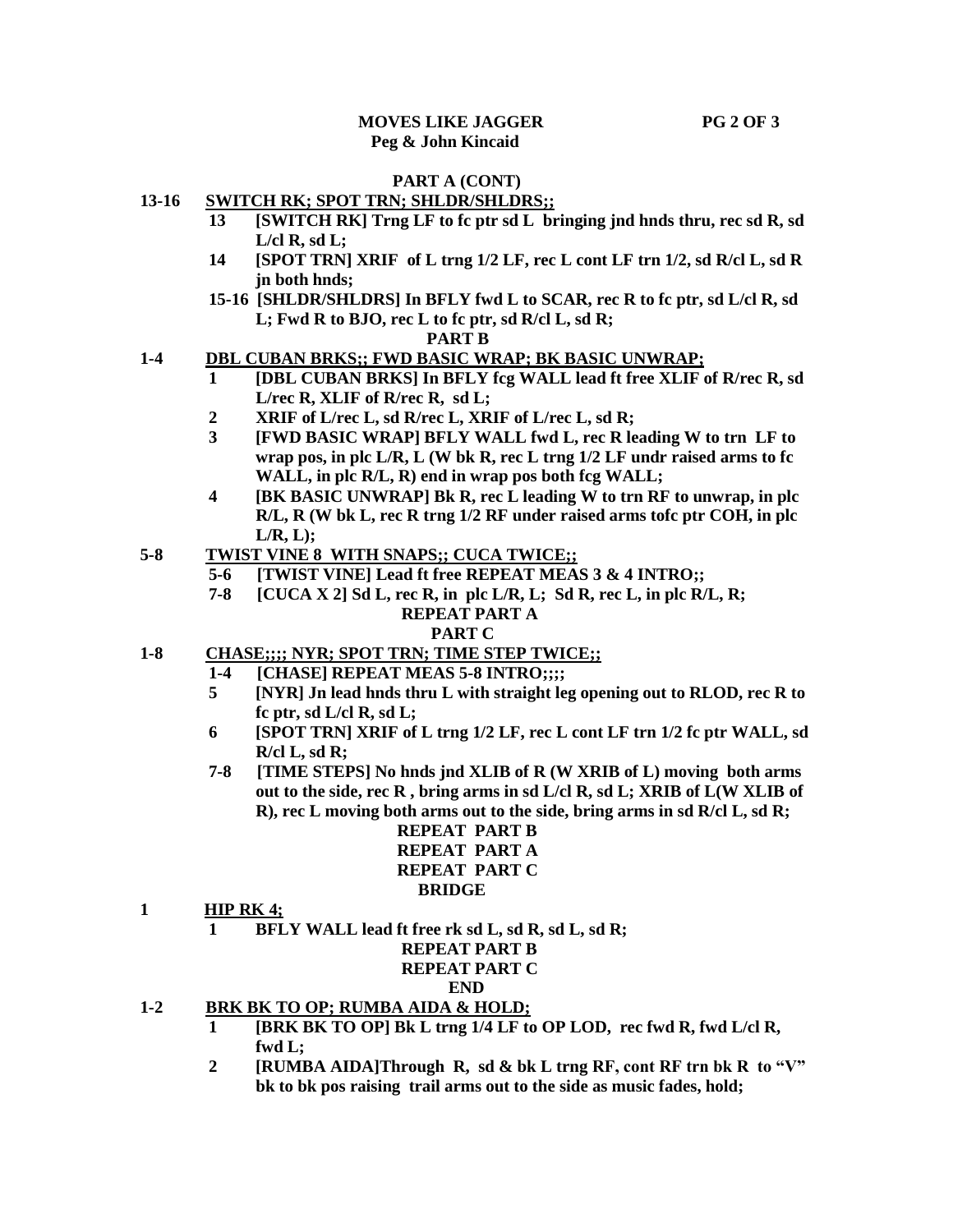**PART A (CONT)**

**13-16 SWITCH RK; SPOT TRN; SHLDR/SHLDRS;;**

- **13** [SWITCH RK] Trng LF to fc ptr sd L bringing jnd hnds thru, rec sd R, sd L/cl R, sd L;
- **14** [SPOT TRN] XRIF of L trng 1/2 LF, rec L cont LF trn 1/2, sd R/cl L, sd R jn both hnds;
- **15-16** [SHLDR/SHLDRS] In BFLY fwd L to SCAR, rec R to fc ptr, sd L/cl R, sd L; Fwd R to BJO, rec L to fc ptr, sd R/cl L, sd R;

**PART B**

**1-4 DBL CUBAN BRKS;; FWD BASIC WRAP; BK BASIC UNWRAP;**

- **1** [DBL CUBAN BRKS] In BFLY fcg WALL lead ft free XLIF of R/rec R, sd L/rec R, XLIF of R/rec R, sd L;
- **2** XRIF of L/rec L, sd R/rec L, XRIF of L/rec L, sd R;
- **3** [FWD BASIC WRAP] BFLY WALL fwd L, rec R leading W to trn LF to wrap pos, in plc L/R, L (W bk R, rec L trng 1/2 LF undr raised arms to fc WALL, in plc R/L, R) end in wrap pos both fcg WALL;
- **4** [BK BASIC UNWRAP] Bk R, rec L leading W to trn RF to unwrap, in plc R/L, R (W bk L, rec R trng 1/2 RF under raised arms tofc ptr COH, in plc L/R, L);

**5-8 TWIST VINE 8 WITH SNAPS;; CUCA TWICE;;**

- **5-6** [TWIST VINE] Lead ft free REPEAT MEAS 3 & 4 INTRO;;
- **7-8** [CUCA X 2] Sd L, rec R, in plc L/R, L; Sd R, rec L, in plc R/L, R;

**REPEAT PART A**

**PART C**

**1-8 CHASE;;;; NYR; SPOT TRN; TIME STEP TWICE;;**

- **1-4** [CHASE] REPEAT MEAS 5-8 INTRO;;;;
- **5** [NYR] Jn lead hnds thru L with straight leg opening out to RLOD, rec R to fc ptr, sd L/cl R, sd L;
- **6** [SPOT TRN] XRIF of L trng 1/2 LF, rec L cont LF trn 1/2 fc ptr WALL, sd R/cl L, sd R;
- **7-8** [TIME STEPS] No hnds jnd XLIB of R (W XRIB of L) moving both arms out to the side, rec R , bring arms in sd L/cl R, sd L; XRIB of L(W XLIB of R), rec L moving both arms out to the side, bring arms in sd R/cl L, sd R;

**REPEAT PART B**

**REPEAT PART A**

**REPEAT PART C**

**BRIDGE**

**1 HIP RK 4;**

- **1** BFLY WALL lead ft free rk sd L, sd R, sd L, sd R;

**REPEAT PART B**

**REPEAT PART C**

**END**

**1-2 BRK BK TO OP; RUMBA AIDA & HOLD;**

- **1** [BRK BK TO OP] Bk L trng 1/4 LF to OP LOD, rec fwd R, fwd L/cl R, fwd L;
- **2** [RUMBA AIDA]Through R, sd & bk L trng RF, cont RF trn bk R to "V" bk to bk pos raising trail arms out to the side as music fades, hold;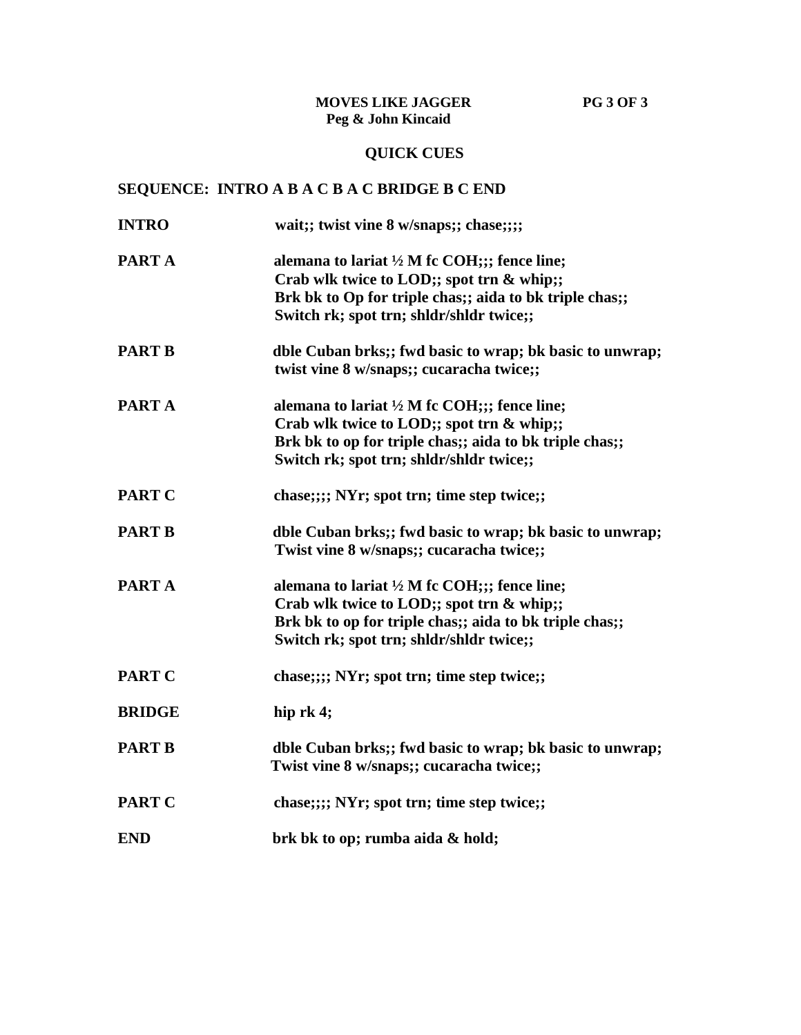**MOVES LIKE JAGGER**
**Peg & John Kincaid**

## QUICK CUES

**SEQUENCE: INTRO A B A C B A C BRIDGE B C END**

| | |
|---|---|
| **INTRO** | **wait;; twist vine 8 w/snaps;; chase;;;;** |
| **PART A** | **alemana to lariat ½ M fc COH;;; fence line;**<br>**Crab wlk twice to LOD;; spot trn & whip;;**<br>**Brk bk to Op for triple chas;; aida to bk triple chas;;**<br>**Switch rk; spot trn; shldr/shldr twice;;** |
| **PART B** | **dble Cuban brks;; fwd basic to wrap; bk basic to unwrap;**<br>**twist vine 8 w/snaps;; cucaracha twice;;** |
| **PART A** | **alemana to lariat ½ M fc COH;;; fence line;**<br>**Crab wlk twice to LOD;; spot trn & whip;;**<br>**Brk bk to op for triple chas;; aida to bk triple chas;;**<br>**Switch rk; spot trn; shldr/shldr twice;;** |
| **PART C** | **chase;;;; NYr; spot trn; time step twice;;** |
| **PART B** | **dble Cuban brks;; fwd basic to wrap; bk basic to unwrap;**<br>**Twist vine 8 w/snaps;; cucaracha twice;;** |
| **PART A** | **alemana to lariat ½ M fc COH;;; fence line;**<br>**Crab wlk twice to LOD;; spot trn & whip;;**<br>**Brk bk to op for triple chas;; aida to bk triple chas;;**<br>**Switch rk; spot trn; shldr/shldr twice;;** |
| **PART C** | **chase;;;; NYr; spot trn; time step twice;;** |
| **BRIDGE** | **hip rk 4;** |
| **PART B** | **dble Cuban brks;; fwd basic to wrap; bk basic to unwrap;**<br>**Twist vine 8 w/snaps;; cucaracha twice;;** |
| **PART C** | **chase;;;; NYr; spot trn; time step twice;;** |
| **END** | **brk bk to op; rumba aida & hold;** |